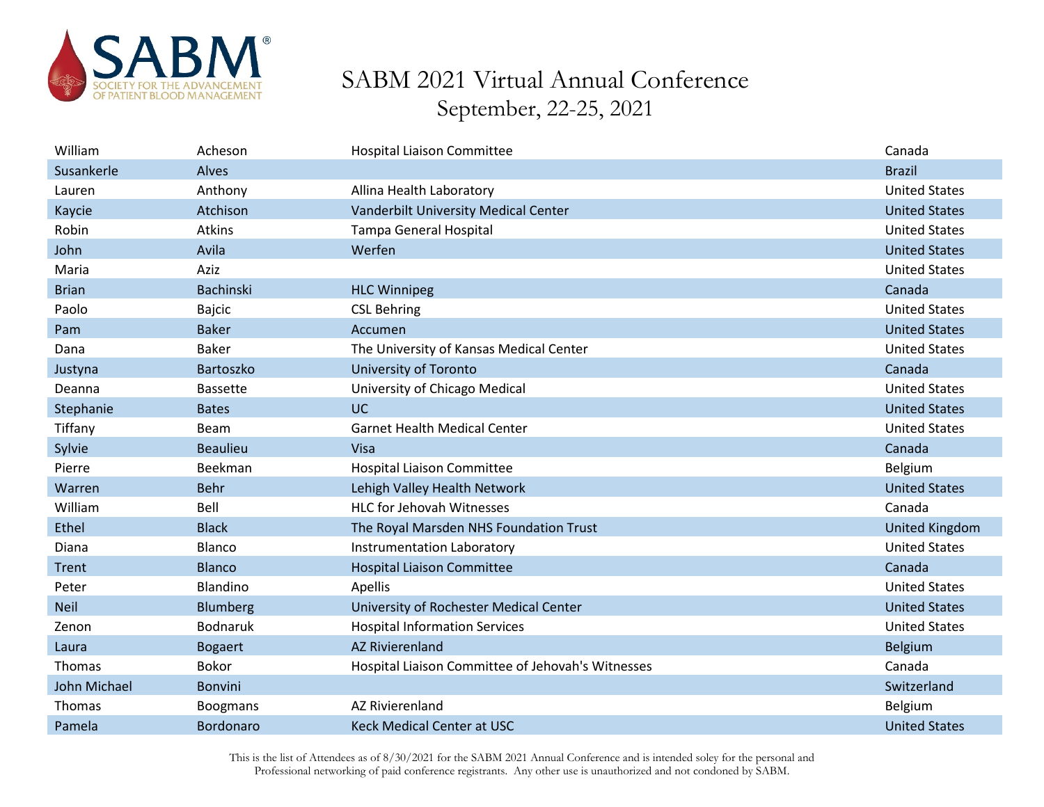# SABM 2021 Virtual Annual Conference

September, 22-25, 2021

| | | | |
|---|---|---|---|
| William | Acheson | Hospital Liaison Committee | Canada |
| Susankerle | Alves | | Brazil |
| Lauren | Anthony | Allina Health Laboratory | United States |
| Kaycie | Atchison | Vanderbilt University Medical Center | United States |
| Robin | Atkins | Tampa General Hospital | United States |
| John | Avila | Werfen | United States |
| Maria | Aziz | | United States |
| Brian | Bachinski | HLC Winnipeg | Canada |
| Paolo | Bajcic | CSL Behring | United States |
| Pam | Baker | Accumen | United States |
| Dana | Baker | The University of Kansas Medical Center | United States |
| Justyna | Bartoszko | University of Toronto | Canada |
| Deanna | Bassette | University of Chicago Medical | United States |
| Stephanie | Bates | UC | United States |
| Tiffany | Beam | Garnet Health Medical Center | United States |
| Sylvie | Beaulieu | Visa | Canada |
| Pierre | Beekman | Hospital Liaison Committee | Belgium |
| Warren | Behr | Lehigh Valley Health Network | United States |
| William | Bell | HLC for Jehovah Witnesses | Canada |
| Ethel | Black | The Royal Marsden NHS Foundation Trust | United Kingdom |
| Diana | Blanco | Instrumentation Laboratory | United States |
| Trent | Blanco | Hospital Liaison Committee | Canada |
| Peter | Blandino | Apellis | United States |
| Neil | Blumberg | University of Rochester Medical Center | United States |
| Zenon | Bodnaruk | Hospital Information Services | United States |
| Laura | Bogaert | AZ Rivierenland | Belgium |
| Thomas | Bokor | Hospital Liaison Committee of Jehovah's Witnesses | Canada |
| John Michael | Bonvini | | Switzerland |
| Thomas | Boogmans | AZ Rivierenland | Belgium |
| Pamela | Bordonaro | Keck Medical Center at USC | United States |

This is the list of Attendees as of 8/30/2021 for the SABM 2021 Annual Conference and is intended soley for the personal and Professional networking of paid conference registrants. Any other use is unauthorized and not condoned by SABM.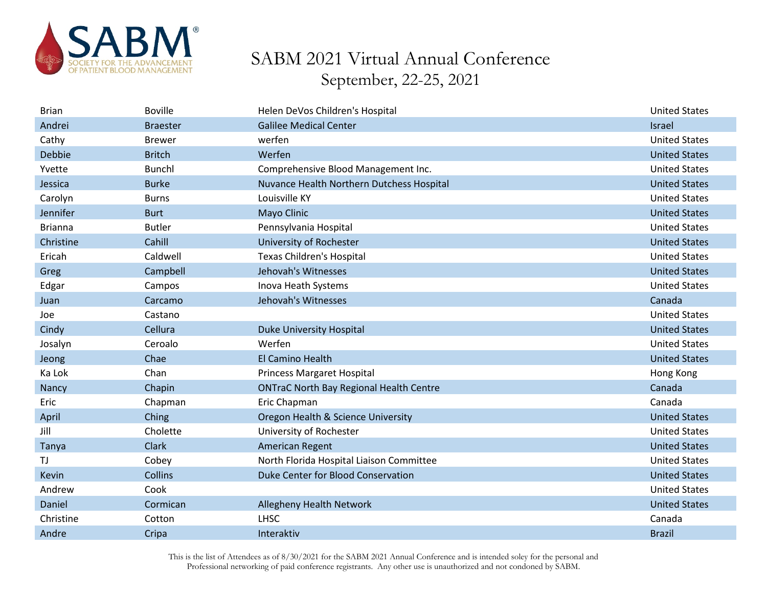# SABM 2021 Virtual Annual Conference

## September, 22-25, 2021

| | | | |
|---|---|---|---|
| Brian | Boville | Helen DeVos Children's Hospital | United States |
| Andrei | Braester | Galilee Medical Center | Israel |
| Cathy | Brewer | werfen | United States |
| Debbie | Britch | Werfen | United States |
| Yvette | Bunchl | Comprehensive Blood Management Inc. | United States |
| Jessica | Burke | Nuvance Health Northern Dutchess Hospital | United States |
| Carolyn | Burns | Louisville KY | United States |
| Jennifer | Burt | Mayo Clinic | United States |
| Brianna | Butler | Pennsylvania Hospital | United States |
| Christine | Cahill | University of Rochester | United States |
| Ericah | Caldwell | Texas Children's Hospital | United States |
| Greg | Campbell | Jehovah's Witnesses | United States |
| Edgar | Campos | Inova Heath Systems | United States |
| Juan | Carcamo | Jehovah's Witnesses | Canada |
| Joe | Castano | | United States |
| Cindy | Cellura | Duke University Hospital | United States |
| Josalyn | Ceroalo | Werfen | United States |
| Jeong | Chae | El Camino Health | United States |
| Ka Lok | Chan | Princess Margaret Hospital | Hong Kong |
| Nancy | Chapin | ONTraC North Bay Regional Health Centre | Canada |
| Eric | Chapman | Eric Chapman | Canada |
| April | Ching | Oregon Health & Science University | United States |
| Jill | Cholette | University of Rochester | United States |
| Tanya | Clark | American Regent | United States |
| TJ | Cobey | North Florida Hospital Liaison Committee | United States |
| Kevin | Collins | Duke Center for Blood Conservation | United States |
| Andrew | Cook | | United States |
| Daniel | Cormican | Allegheny Health Network | United States |
| Christine | Cotton | LHSC | Canada |
| Andre | Cripa | Interaktiv | Brazil |

This is the list of Attendees as of 8/30/2021 for the SABM 2021 Annual Conference and is intended soley for the personal and Professional networking of paid conference registrants. Any other use is unauthorized and not condoned by SABM.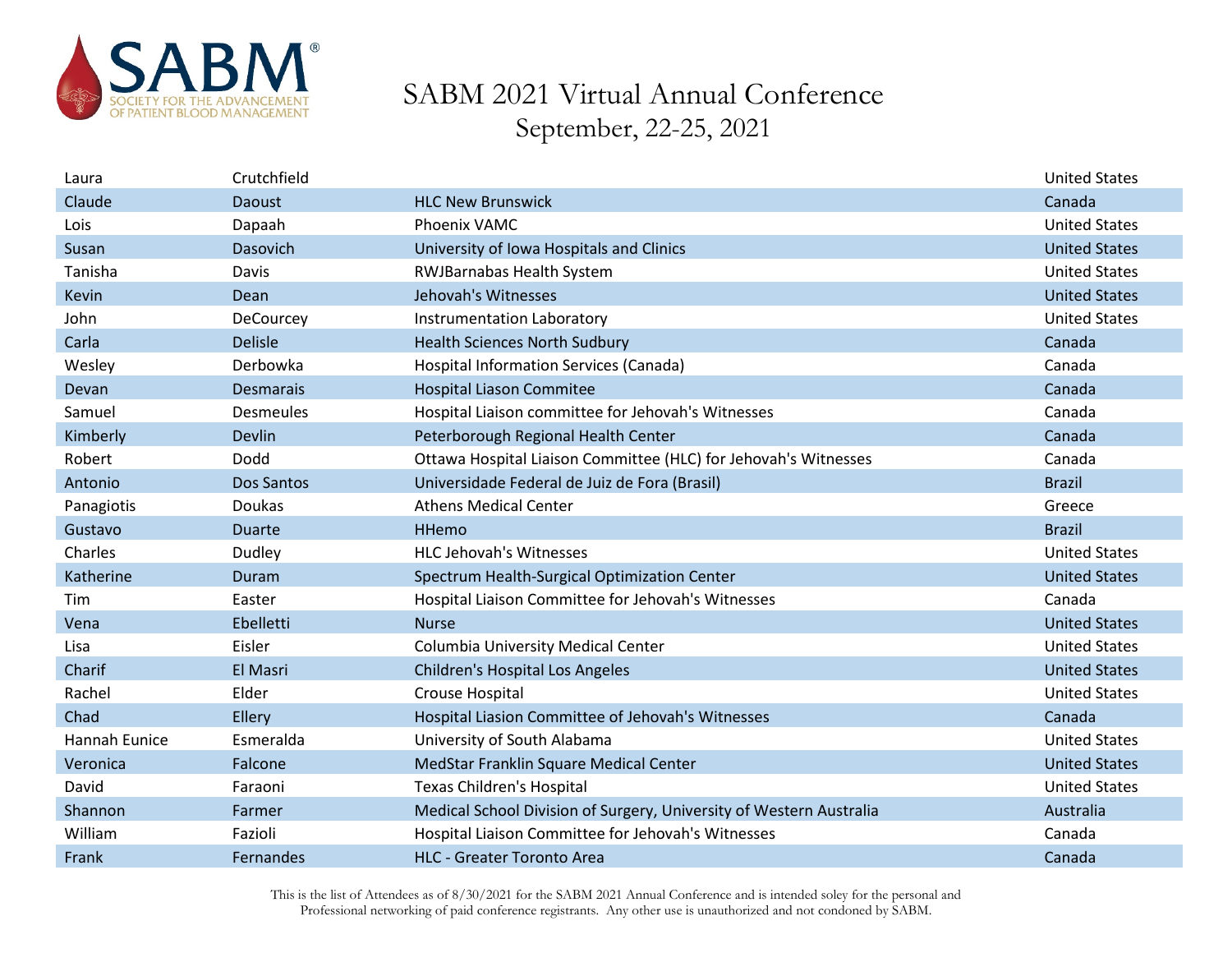# SABM 2021 Virtual Annual Conference

September, 22-25, 2021

| | | | |
|---|---|---|---|
| Laura | Crutchfield | | United States |
| Claude | Daoust | HLC New Brunswick | Canada |
| Lois | Dapaah | Phoenix VAMC | United States |
| Susan | Dasovich | University of Iowa Hospitals and Clinics | United States |
| Tanisha | Davis | RWJBarnabas Health System | United States |
| Kevin | Dean | Jehovah's Witnesses | United States |
| John | DeCourcey | Instrumentation Laboratory | United States |
| Carla | Delisle | Health Sciences North Sudbury | Canada |
| Wesley | Derbowka | Hospital Information Services (Canada) | Canada |
| Devan | Desmarais | Hospital Liason Commitee | Canada |
| Samuel | Desmeules | Hospital Liaison committee for Jehovah's Witnesses | Canada |
| Kimberly | Devlin | Peterborough Regional Health Center | Canada |
| Robert | Dodd | Ottawa Hospital Liaison Committee (HLC) for Jehovah's Witnesses | Canada |
| Antonio | Dos Santos | Universidade Federal de Juiz de Fora (Brasil) | Brazil |
| Panagiotis | Doukas | Athens Medical Center | Greece |
| Gustavo | Duarte | HHemo | Brazil |
| Charles | Dudley | HLC Jehovah's Witnesses | United States |
| Katherine | Duram | Spectrum Health-Surgical Optimization Center | United States |
| Tim | Easter | Hospital Liaison Committee for Jehovah's Witnesses | Canada |
| Vena | Ebelletti | Nurse | United States |
| Lisa | Eisler | Columbia University Medical Center | United States |
| Charif | El Masri | Children's Hospital Los Angeles | United States |
| Rachel | Elder | Crouse Hospital | United States |
| Chad | Ellery | Hospital Liasion Committee of Jehovah's Witnesses | Canada |
| Hannah Eunice | Esmeralda | University of South Alabama | United States |
| Veronica | Falcone | MedStar Franklin Square Medical Center | United States |
| David | Faraoni | Texas Children's Hospital | United States |
| Shannon | Farmer | Medical School Division of Surgery, University of Western Australia | Australia |
| William | Fazioli | Hospital Liaison Committee for Jehovah's Witnesses | Canada |
| Frank | Fernandes | HLC - Greater Toronto Area | Canada |

This is the list of Attendees as of 8/30/2021 for the SABM 2021 Annual Conference and is intended soley for the personal and Professional networking of paid conference registrants. Any other use is unauthorized and not condoned by SABM.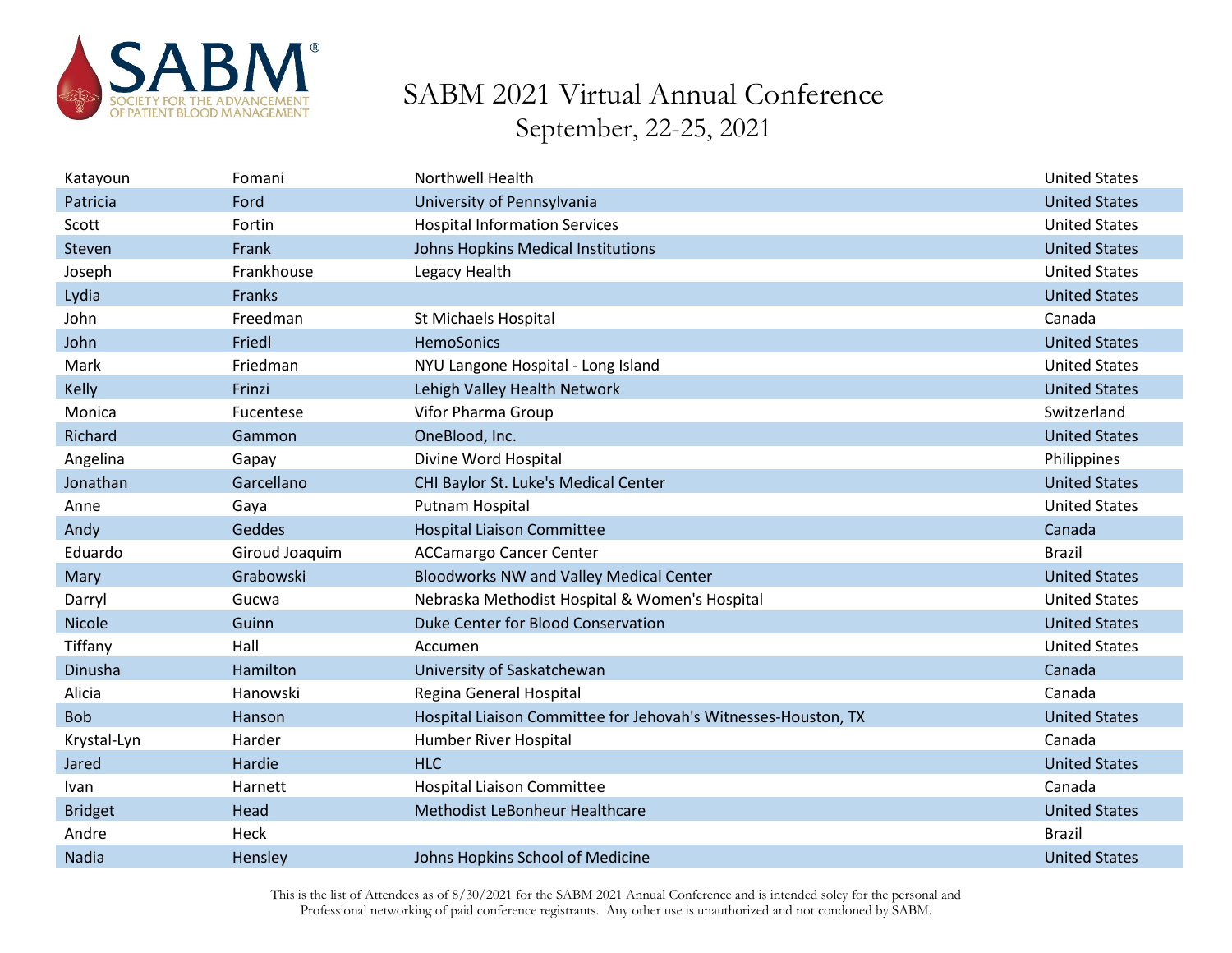# SABM 2021 Virtual Annual Conference

September, 22-25, 2021

| | | | |
|---|---|---|---|
| Katayoun | Fomani | Northwell Health | United States |
| Patricia | Ford | University of Pennsylvania | United States |
| Scott | Fortin | Hospital Information Services | United States |
| Steven | Frank | Johns Hopkins Medical Institutions | United States |
| Joseph | Frankhouse | Legacy Health | United States |
| Lydia | Franks | | United States |
| John | Freedman | St Michaels Hospital | Canada |
| John | Friedl | HemoSonics | United States |
| Mark | Friedman | NYU Langone Hospital - Long Island | United States |
| Kelly | Frinzi | Lehigh Valley Health Network | United States |
| Monica | Fucentese | Vifor Pharma Group | Switzerland |
| Richard | Gammon | OneBlood, Inc. | United States |
| Angelina | Gapay | Divine Word Hospital | Philippines |
| Jonathan | Garcellano | CHI Baylor St. Luke's Medical Center | United States |
| Anne | Gaya | Putnam Hospital | United States |
| Andy | Geddes | Hospital Liaison Committee | Canada |
| Eduardo | Giroud Joaquim | ACCamargo Cancer Center | Brazil |
| Mary | Grabowski | Bloodworks NW and Valley Medical Center | United States |
| Darryl | Gucwa | Nebraska Methodist Hospital & Women's Hospital | United States |
| Nicole | Guinn | Duke Center for Blood Conservation | United States |
| Tiffany | Hall | Accumen | United States |
| Dinusha | Hamilton | University of Saskatchewan | Canada |
| Alicia | Hanowski | Regina General Hospital | Canada |
| Bob | Hanson | Hospital Liaison Committee for Jehovah's Witnesses-Houston, TX | United States |
| Krystal-Lyn | Harder | Humber River Hospital | Canada |
| Jared | Hardie | HLC | United States |
| Ivan | Harnett | Hospital Liaison Committee | Canada |
| Bridget | Head | Methodist LeBonheur Healthcare | United States |
| Andre | Heck | | Brazil |
| Nadia | Hensley | Johns Hopkins School of Medicine | United States |

This is the list of Attendees as of 8/30/2021 for the SABM 2021 Annual Conference and is intended soley for the personal and Professional networking of paid conference registrants. Any other use is unauthorized and not condoned by SABM.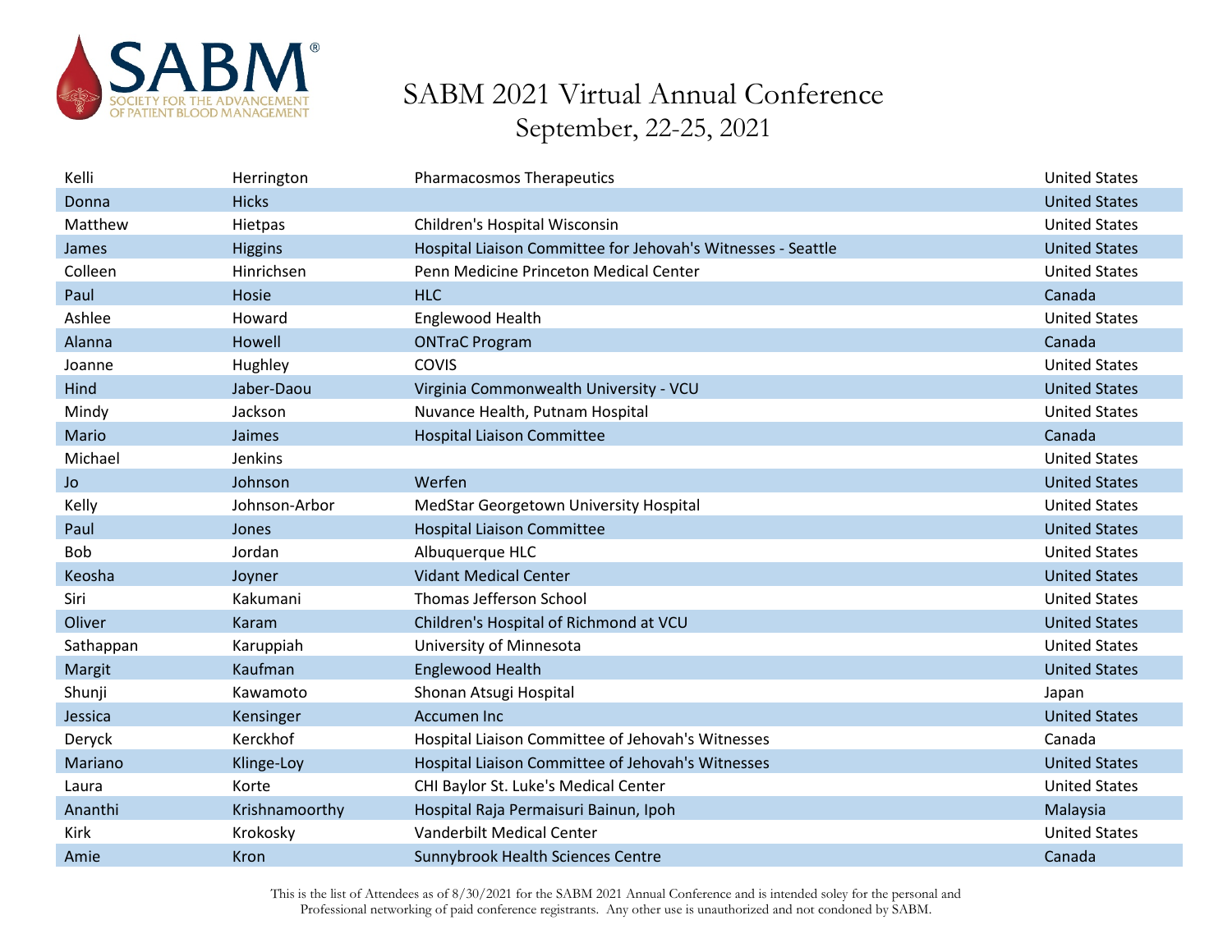# SABM 2021 Virtual Annual Conference
September, 22-25, 2021

| | | | |
|---|---|---|---|
| Kelli | Herrington | Pharmacosmos Therapeutics | United States |
| Donna | Hicks | | United States |
| Matthew | Hietpas | Children's Hospital Wisconsin | United States |
| James | Higgins | Hospital Liaison Committee for Jehovah's Witnesses - Seattle | United States |
| Colleen | Hinrichsen | Penn Medicine Princeton Medical Center | United States |
| Paul | Hosie | HLC | Canada |
| Ashlee | Howard | Englewood Health | United States |
| Alanna | Howell | ONTraC Program | Canada |
| Joanne | Hughley | COVIS | United States |
| Hind | Jaber-Daou | Virginia Commonwealth University - VCU | United States |
| Mindy | Jackson | Nuvance Health, Putnam Hospital | United States |
| Mario | Jaimes | Hospital Liaison Committee | Canada |
| Michael | Jenkins | | United States |
| Jo | Johnson | Werfen | United States |
| Kelly | Johnson-Arbor | MedStar Georgetown University Hospital | United States |
| Paul | Jones | Hospital Liaison Committee | United States |
| Bob | Jordan | Albuquerque HLC | United States |
| Keosha | Joyner | Vidant Medical Center | United States |
| Siri | Kakumani | Thomas Jefferson School | United States |
| Oliver | Karam | Children's Hospital of Richmond at VCU | United States |
| Sathappan | Karuppiah | University of Minnesota | United States |
| Margit | Kaufman | Englewood Health | United States |
| Shunji | Kawamoto | Shonan Atsugi Hospital | Japan |
| Jessica | Kensinger | Accumen Inc | United States |
| Deryck | Kerckhof | Hospital Liaison Committee of Jehovah's Witnesses | Canada |
| Mariano | Klinge-Loy | Hospital Liaison Committee of Jehovah's Witnesses | United States |
| Laura | Korte | CHI Baylor St. Luke's Medical Center | United States |
| Ananthi | Krishnamoorthy | Hospital Raja Permaisuri Bainun, Ipoh | Malaysia |
| Kirk | Krokosky | Vanderbilt Medical Center | United States |
| Amie | Kron | Sunnybrook Health Sciences Centre | Canada |

This is the list of Attendees as of 8/30/2021 for the SABM 2021 Annual Conference and is intended soley for the personal and Professional networking of paid conference registrants. Any other use is unauthorized and not condoned by SABM.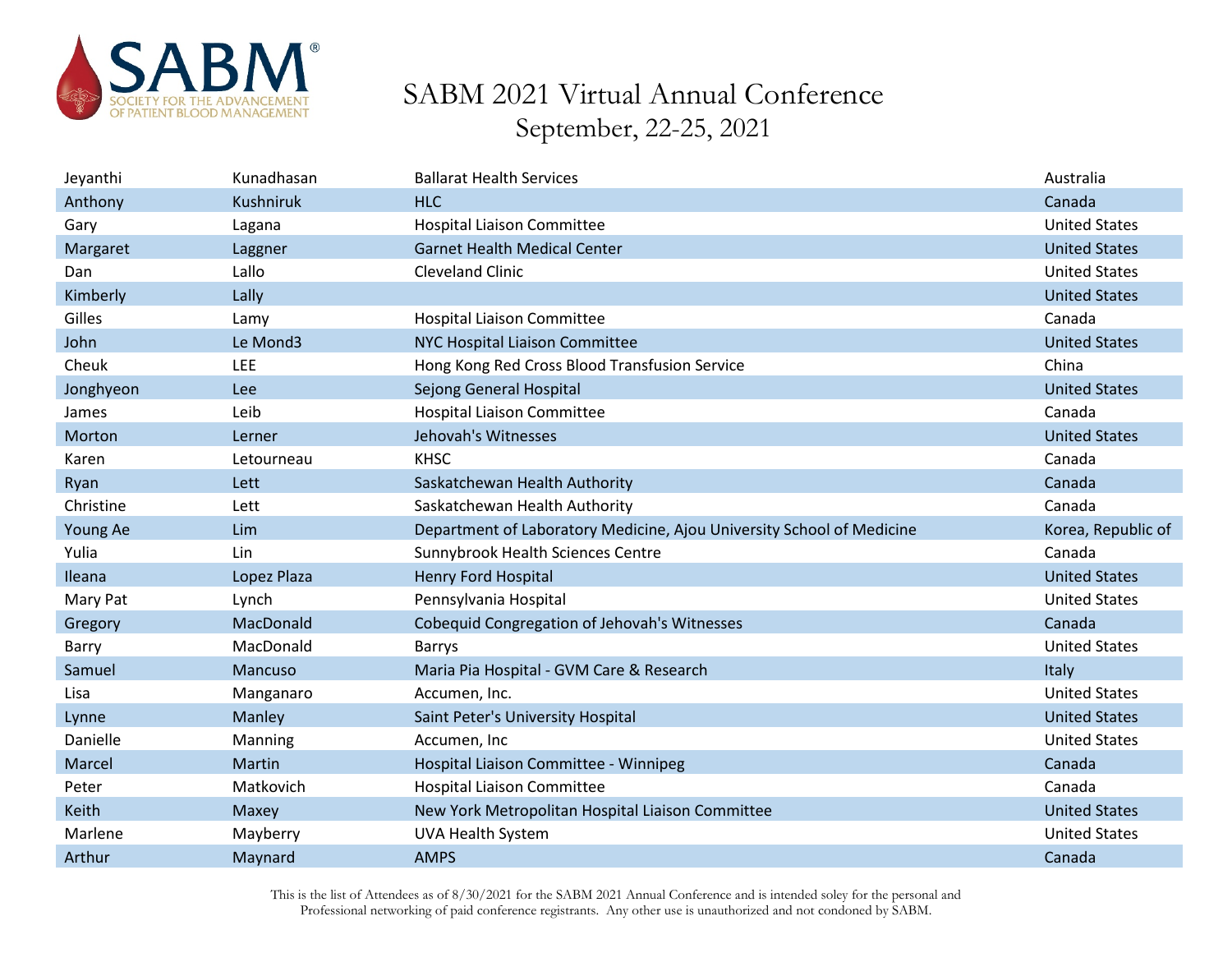# SAMB 2021 Virtual Annual Conference

September, 22-25, 2021

| | | | |
|---|---|---|---|
| Jeyanthi | Kunadhasan | Ballarat Health Services | Australia |
| Anthony | Kushniruk | HLC | Canada |
| Gary | Lagana | Hospital Liaison Committee | United States |
| Margaret | Laggner | Garnet Health Medical Center | United States |
| Dan | Lallo | Cleveland Clinic | United States |
| Kimberly | Lally | | United States |
| Gilles | Lamy | Hospital Liaison Committee | Canada |
| John | Le Mond3 | NYC Hospital Liaison Committee | United States |
| Cheuk | LEE | Hong Kong Red Cross Blood Transfusion Service | China |
| Jonghyeon | Lee | Sejong General Hospital | United States |
| James | Leib | Hospital Liaison Committee | Canada |
| Morton | Lerner | Jehovah's Witnesses | United States |
| Karen | Letourneau | KHSC | Canada |
| Ryan | Lett | Saskatchewan Health Authority | Canada |
| Christine | Lett | Saskatchewan Health Authority | Canada |
| Young Ae | Lim | Department of Laboratory Medicine, Ajou University School of Medicine | Korea, Republic of |
| Yulia | Lin | Sunnybrook Health Sciences Centre | Canada |
| Ileana | Lopez Plaza | Henry Ford Hospital | United States |
| Mary Pat | Lynch | Pennsylvania Hospital | United States |
| Gregory | MacDonald | Cobequid Congregation of Jehovah's Witnesses | Canada |
| Barry | MacDonald | Barrys | United States |
| Samuel | Mancuso | Maria Pia Hospital - GVM Care & Research | Italy |
| Lisa | Manganaro | Accumen, Inc. | United States |
| Lynne | Manley | Saint Peter's University Hospital | United States |
| Danielle | Manning | Accumen, Inc | United States |
| Marcel | Martin | Hospital Liaison Committee - Winnipeg | Canada |
| Peter | Matkovich | Hospital Liaison Committee | Canada |
| Keith | Maxey | New York Metropolitan Hospital Liaison Committee | United States |
| Marlene | Mayberry | UVA Health System | United States |
| Arthur | Maynard | AMPS | Canada |

This is the list of Attendees as of 8/30/2021 for the SABM 2021 Annual Conference and is intended soley for the personal and Professional networking of paid conference registrants. Any other use is unauthorized and not condoned by SABM.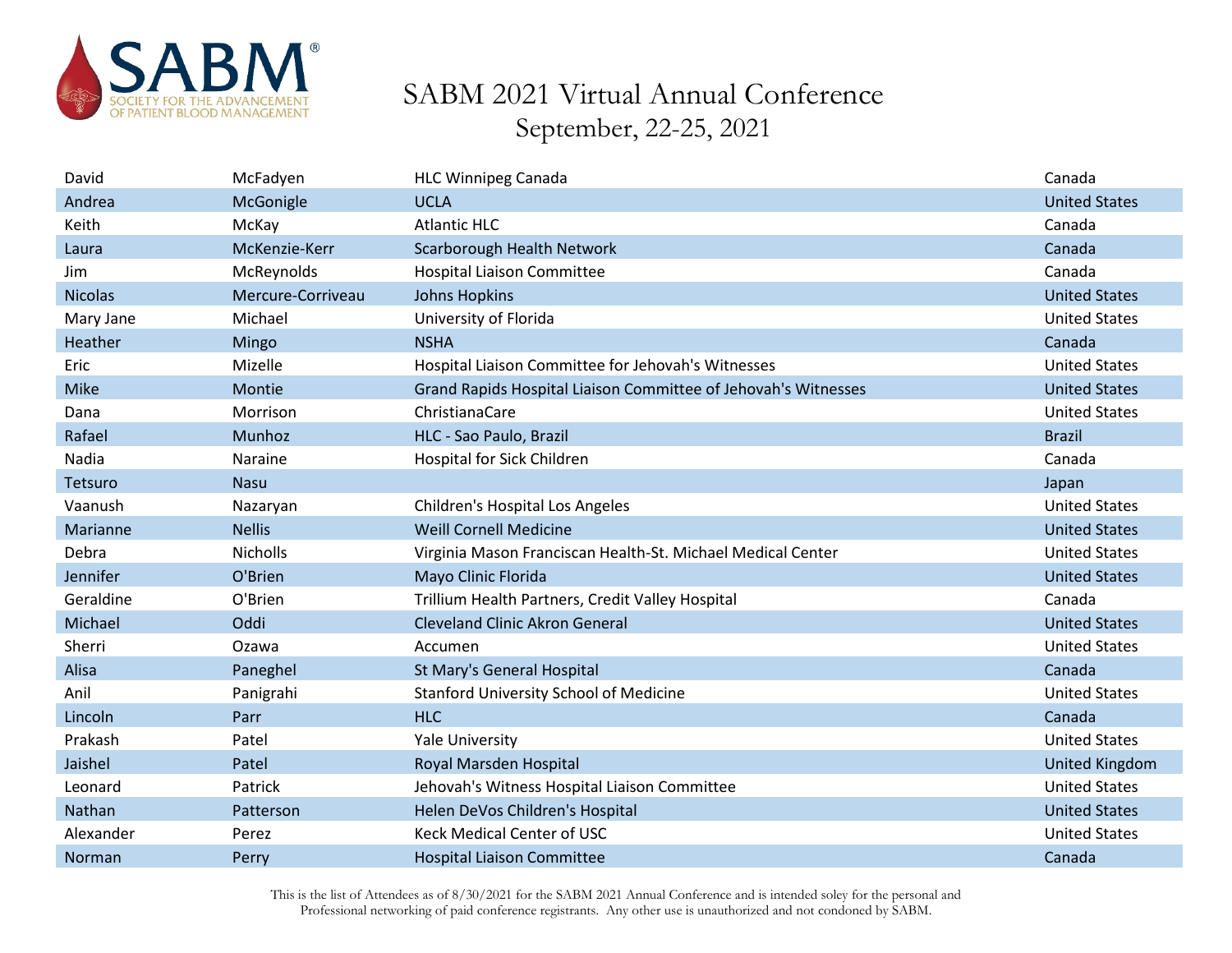# SABM 2021 Virtual Annual Conference
September, 22-25, 2021

| | | | |
|---|---|---|---|
| David | McFadyen | HLC Winnipeg Canada | Canada |
| Andrea | McGonigle | UCLA | United States |
| Keith | McKay | Atlantic HLC | Canada |
| Laura | McKenzie-Kerr | Scarborough Health Network | Canada |
| Jim | McReynolds | Hospital Liaison Committee | Canada |
| Nicolas | Mercure-Corriveau | Johns Hopkins | United States |
| Mary Jane | Michael | University of Florida | United States |
| Heather | Mingo | NSHA | Canada |
| Eric | Mizelle | Hospital Liaison Committee for Jehovah's Witnesses | United States |
| Mike | Montie | Grand Rapids Hospital Liaison Committee of Jehovah's Witnesses | United States |
| Dana | Morrison | ChristianaCare | United States |
| Rafael | Munhoz | HLC - Sao Paulo, Brazil | Brazil |
| Nadia | Naraine | Hospital for Sick Children | Canada |
| Tetsuro | Nasu | | Japan |
| Vaanush | Nazaryan | Children's Hospital Los Angeles | United States |
| Marianne | Nellis | Weill Cornell Medicine | United States |
| Debra | Nicholls | Virginia Mason Franciscan Health-St. Michael Medical Center | United States |
| Jennifer | O'Brien | Mayo Clinic Florida | United States |
| Geraldine | O'Brien | Trillium Health Partners, Credit Valley Hospital | Canada |
| Michael | Oddi | Cleveland Clinic Akron General | United States |
| Sherri | Ozawa | Accumen | United States |
| Alisa | Paneghel | St Mary's General Hospital | Canada |
| Anil | Panigrahi | Stanford University School of Medicine | United States |
| Lincoln | Parr | HLC | Canada |
| Prakash | Patel | Yale University | United States |
| Jaishel | Patel | Royal Marsden Hospital | United Kingdom |
| Leonard | Patrick | Jehovah's Witness Hospital Liaison Committee | United States |
| Nathan | Patterson | Helen DeVos Children's Hospital | United States |
| Alexander | Perez | Keck Medical Center of USC | United States |
| Norman | Perry | Hospital Liaison Committee | Canada |

This is the list of Attendees as of 8/30/2021 for the SABM 2021 Annual Conference and is intended soley for the personal and Professional networking of paid conference registrants. Any other use is unauthorized and not condoned by SABM.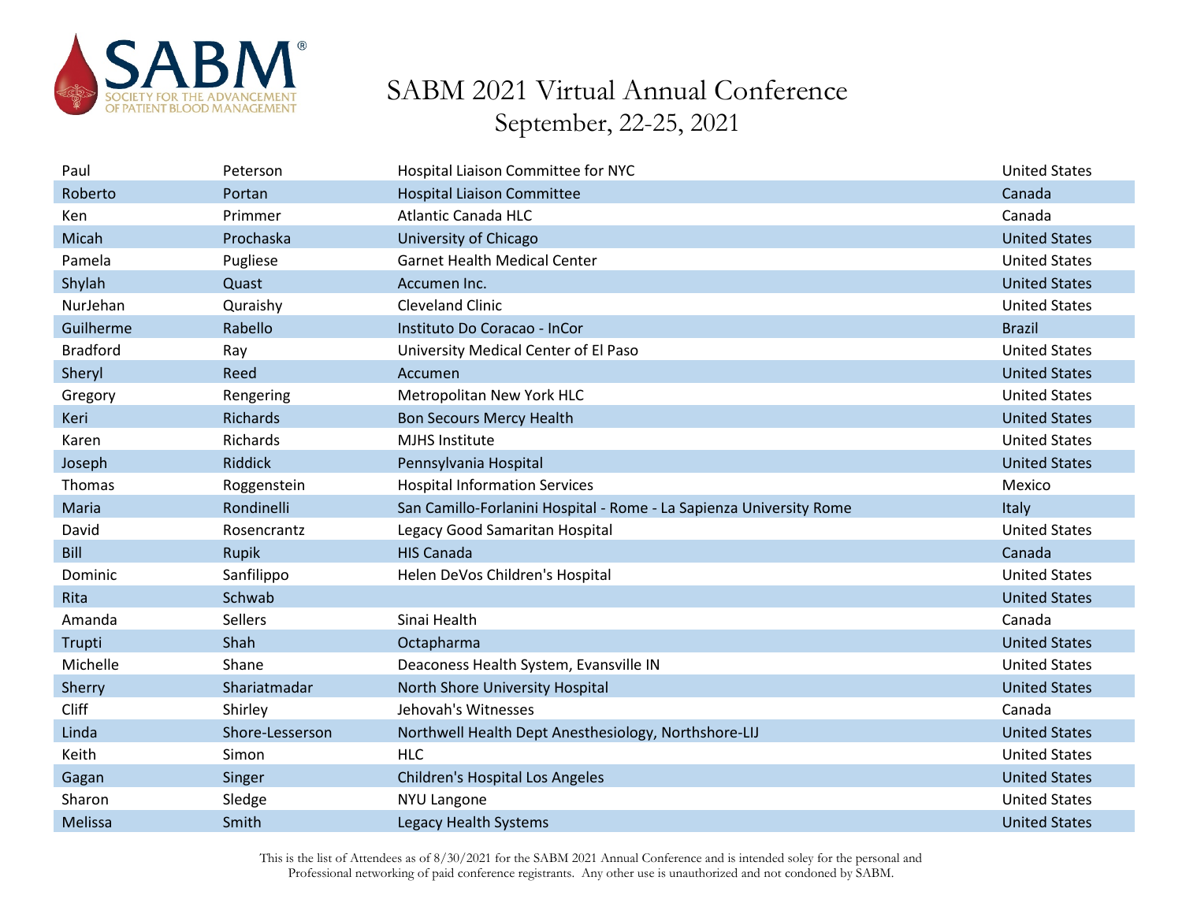# SABM 2021 Virtual Annual Conference

September, 22-25, 2021

| | | | |
|---|---|---|---|
| Paul | Peterson | Hospital Liaison Committee for NYC | United States |
| Roberto | Portan | Hospital Liaison Committee | Canada |
| Ken | Primmer | Atlantic Canada HLC | Canada |
| Micah | Prochaska | University of Chicago | United States |
| Pamela | Pugliese | Garnet Health Medical Center | United States |
| Shylah | Quast | Accumen Inc. | United States |
| NurJehan | Quraishy | Cleveland Clinic | United States |
| Guilherme | Rabello | Instituto Do Coracao - InCor | Brazil |
| Bradford | Ray | University Medical Center of El Paso | United States |
| Sheryl | Reed | Accumen | United States |
| Gregory | Rengering | Metropolitan New York HLC | United States |
| Keri | Richards | Bon Secours Mercy Health | United States |
| Karen | Richards | MJHS Institute | United States |
| Joseph | Riddick | Pennsylvania Hospital | United States |
| Thomas | Roggenstein | Hospital Information Services | Mexico |
| Maria | Rondinelli | San Camillo-Forlanini Hospital - Rome - La Sapienza University Rome | Italy |
| David | Rosencrantz | Legacy Good Samaritan Hospital | United States |
| Bill | Rupik | HIS Canada | Canada |
| Dominic | Sanfilippo | Helen DeVos Children's Hospital | United States |
| Rita | Schwab | | United States |
| Amanda | Sellers | Sinai Health | Canada |
| Trupti | Shah | Octapharma | United States |
| Michelle | Shane | Deaconess Health System, Evansville IN | United States |
| Sherry | Shariatmadar | North Shore University Hospital | United States |
| Cliff | Shirley | Jehovah's Witnesses | Canada |
| Linda | Shore-Lesserson | Northwell Health Dept Anesthesiology, Northshore-LIJ | United States |
| Keith | Simon | HLC | United States |
| Gagan | Singer | Children's Hospital Los Angeles | United States |
| Sharon | Sledge | NYU Langone | United States |
| Melissa | Smith | Legacy Health Systems | United States |

This is the list of Attendees as of 8/30/2021 for the SABM 2021 Annual Conference and is intended soley for the personal and Professional networking of paid conference registrants. Any other use is unauthorized and not condoned by SABM.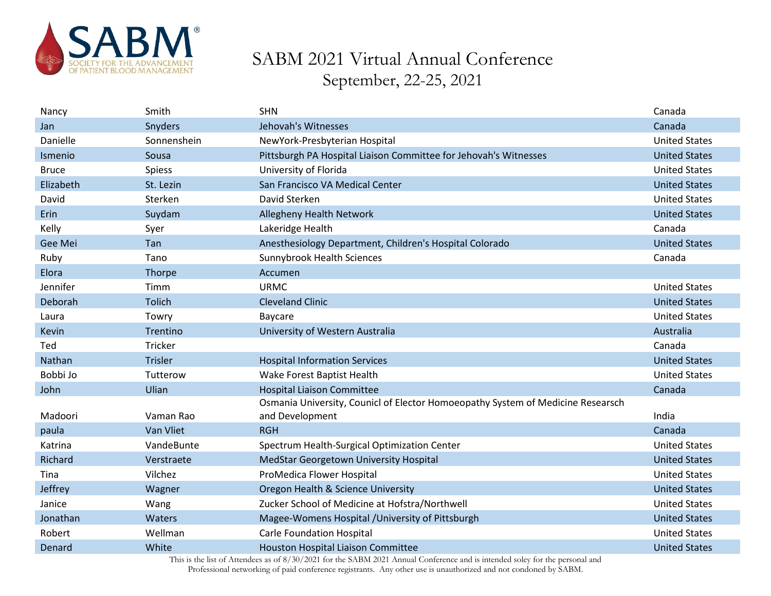# SABM 2021 Virtual Annual Conference

September, 22-25, 2021

| | | | |
|---|---|---|---|
| Nancy | Smith | SHN | Canada |
| Jan | Snyders | Jehovah's Witnesses | Canada |
| Danielle | Sonnenshein | NewYork-Presbyterian Hospital | United States |
| Ismenio | Sousa | Pittsburgh PA Hospital Liaison Committee for Jehovah's Witnesses | United States |
| Bruce | Spiess | University of Florida | United States |
| Elizabeth | St. Lezin | San Francisco VA Medical Center | United States |
| David | Sterken | David Sterken | United States |
| Erin | Suydam | Allegheny Health Network | United States |
| Kelly | Syer | Lakeridge Health | Canada |
| Gee Mei | Tan | Anesthesiology Department, Children's Hospital Colorado | United States |
| Ruby | Tano | Sunnybrook Health Sciences | Canada |
| Elora | Thorpe | Accumen | |
| Jennifer | Timm | URMC | United States |
| Deborah | Tolich | Cleveland Clinic | United States |
| Laura | Towry | Baycare | United States |
| Kevin | Trentino | University of Western Australia | Australia |
| Ted | Tricker | | Canada |
| Nathan | Trisler | Hospital Information Services | United States |
| Bobbi Jo | Tutterow | Wake Forest Baptist Health | United States |
| John | Ulian | Hospital Liaison Committee | Canada |
| Madoori | Vaman Rao | Osmania University, Counicl of Elector Homoeopathy System of Medicine Researsch and Development | India |
| paula | Van Vliet | RGH | Canada |
| Katrina | VandeBunte | Spectrum Health-Surgical Optimization Center | United States |
| Richard | Verstraete | MedStar Georgetown University Hospital | United States |
| Tina | Vilchez | ProMedica Flower Hospital | United States |
| Jeffrey | Wagner | Oregon Health & Science University | United States |
| Janice | Wang | Zucker School of Medicine at Hofstra/Northwell | United States |
| Jonathan | Waters | Magee-Womens Hospital /University of Pittsburgh | United States |
| Robert | Wellman | Carle Foundation Hospital | United States |
| Denard | White | Houston Hospital Liaison Committee | United States |

This is the list of Attendees as of 8/30/2021 for the SABM 2021 Annual Conference and is intended soley for the personal and Professional networking of paid conference registrants. Any other use is unauthorized and not condoned by SABM.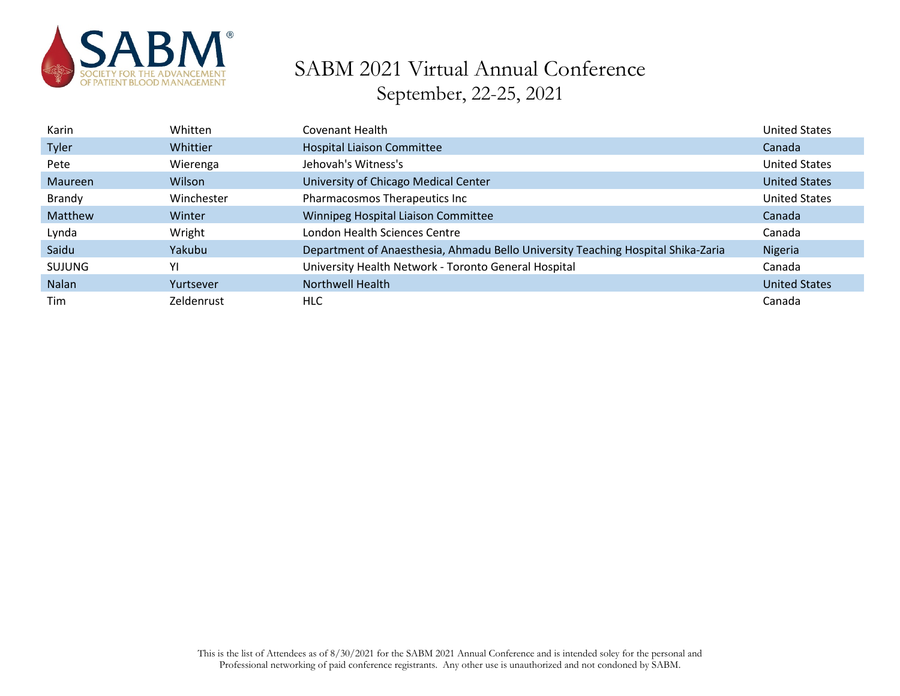# SABM 2021 Virtual Annual Conference

September, 22-25, 2021

| | | | |
|---|---|---|---|
| Karin | Whitten | Covenant Health | United States |
| Tyler | Whittier | Hospital Liaison Committee | Canada |
| Pete | Wierenga | Jehovah's Witness's | United States |
| Maureen | Wilson | University of Chicago Medical Center | United States |
| Brandy | Winchester | Pharmacosmos Therapeutics Inc | United States |
| Matthew | Winter | Winnipeg Hospital Liaison Committee | Canada |
| Lynda | Wright | London Health Sciences Centre | Canada |
| Saidu | Yakubu | Department of Anaesthesia, Ahmadu Bello University Teaching Hospital Shika-Zaria | Nigeria |
| SUJUNG | YI | University Health Network - Toronto General Hospital | Canada |
| Nalan | Yurtsever | Northwell Health | United States |
| Tim | Zeldenrust | HLC | Canada |

This is the list of Attendees as of 8/30/2021 for the SABM 2021 Annual Conference and is intended soley for the personal and Professional networking of paid conference registrants. Any other use is unauthorized and not condoned by SABM.